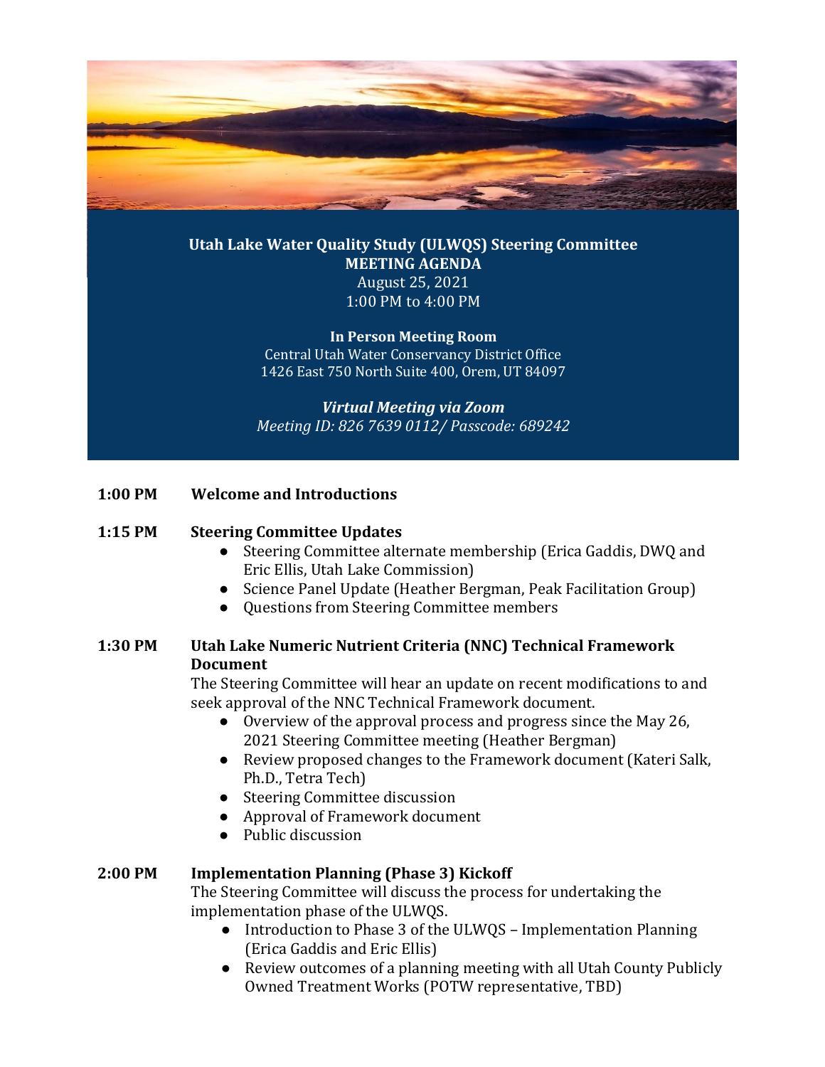# Utah Lake Water Quality Study (ULWQS) Steering Committee

## MEETING AGENDA

August 25, 2021
1:00 PM to 4:00 PM

**In Person Meeting Room**
Central Utah Water Conservancy District Office
1426 East 750 North Suite 400, Orem, UT 84097

***Virtual Meeting via Zoom***
*Meeting ID: 826 7639 0112/ Passcode: 689242*

**1:00 PM Welcome and Introductions**

**1:15 PM Steering Committee Updates**

- Steering Committee alternate membership (Erica Gaddis, DWQ and Eric Ellis, Utah Lake Commission)
- Science Panel Update (Heather Bergman, Peak Facilitation Group)
- Questions from Steering Committee members

**1:30 PM Utah Lake Numeric Nutrient Criteria (NNC) Technical Framework Document**

The Steering Committee will hear an update on recent modifications to and seek approval of the NNC Technical Framework document.

- Overview of the approval process and progress since the May 26, 2021 Steering Committee meeting (Heather Bergman)
- Review proposed changes to the Framework document (Kateri Salk, Ph.D., Tetra Tech)
- Steering Committee discussion
- Approval of Framework document
- Public discussion

**2:00 PM Implementation Planning (Phase 3) Kickoff**

The Steering Committee will discuss the process for undertaking the implementation phase of the ULWQS.

- Introduction to Phase 3 of the ULWQS – Implementation Planning (Erica Gaddis and Eric Ellis)
- Review outcomes of a planning meeting with all Utah County Publicly Owned Treatment Works (POTW representative, TBD)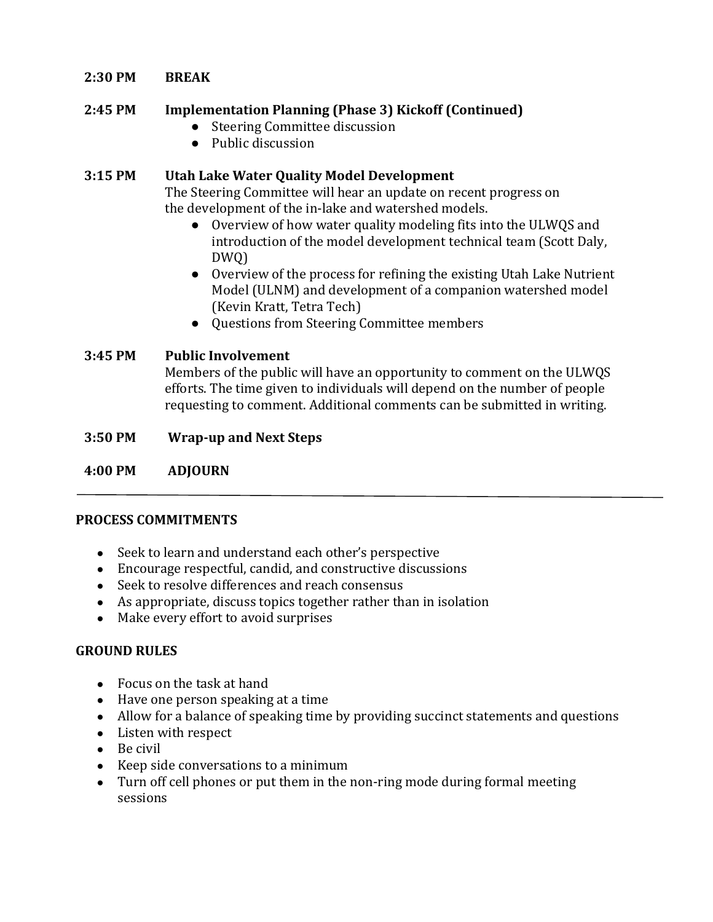**2:30 PM** **BREAK**

**2:45 PM** **Implementation Planning (Phase 3) Kickoff (Continued)**

- Steering Committee discussion
- Public discussion

**3:15 PM** **Utah Lake Water Quality Model Development**

The Steering Committee will hear an update on recent progress on the development of the in-lake and watershed models.

- Overview of how water quality modeling fits into the ULWQS and introduction of the model development technical team (Scott Daly, DWQ)
- Overview of the process for refining the existing Utah Lake Nutrient Model (ULNM) and development of a companion watershed model (Kevin Kratt, Tetra Tech)
- Questions from Steering Committee members

**3:45 PM** **Public Involvement**

Members of the public will have an opportunity to comment on the ULWQS efforts. The time given to individuals will depend on the number of people requesting to comment. Additional comments can be submitted in writing.

**3:50 PM** **Wrap-up and Next Steps**

**4:00 PM** **ADJOURN**

---

## PROCESS COMMITMENTS

- Seek to learn and understand each other's perspective
- Encourage respectful, candid, and constructive discussions
- Seek to resolve differences and reach consensus
- As appropriate, discuss topics together rather than in isolation
- Make every effort to avoid surprises

## GROUND RULES

- Focus on the task at hand
- Have one person speaking at a time
- Allow for a balance of speaking time by providing succinct statements and questions
- Listen with respect
- Be civil
- Keep side conversations to a minimum
- Turn off cell phones or put them in the non-ring mode during formal meeting sessions